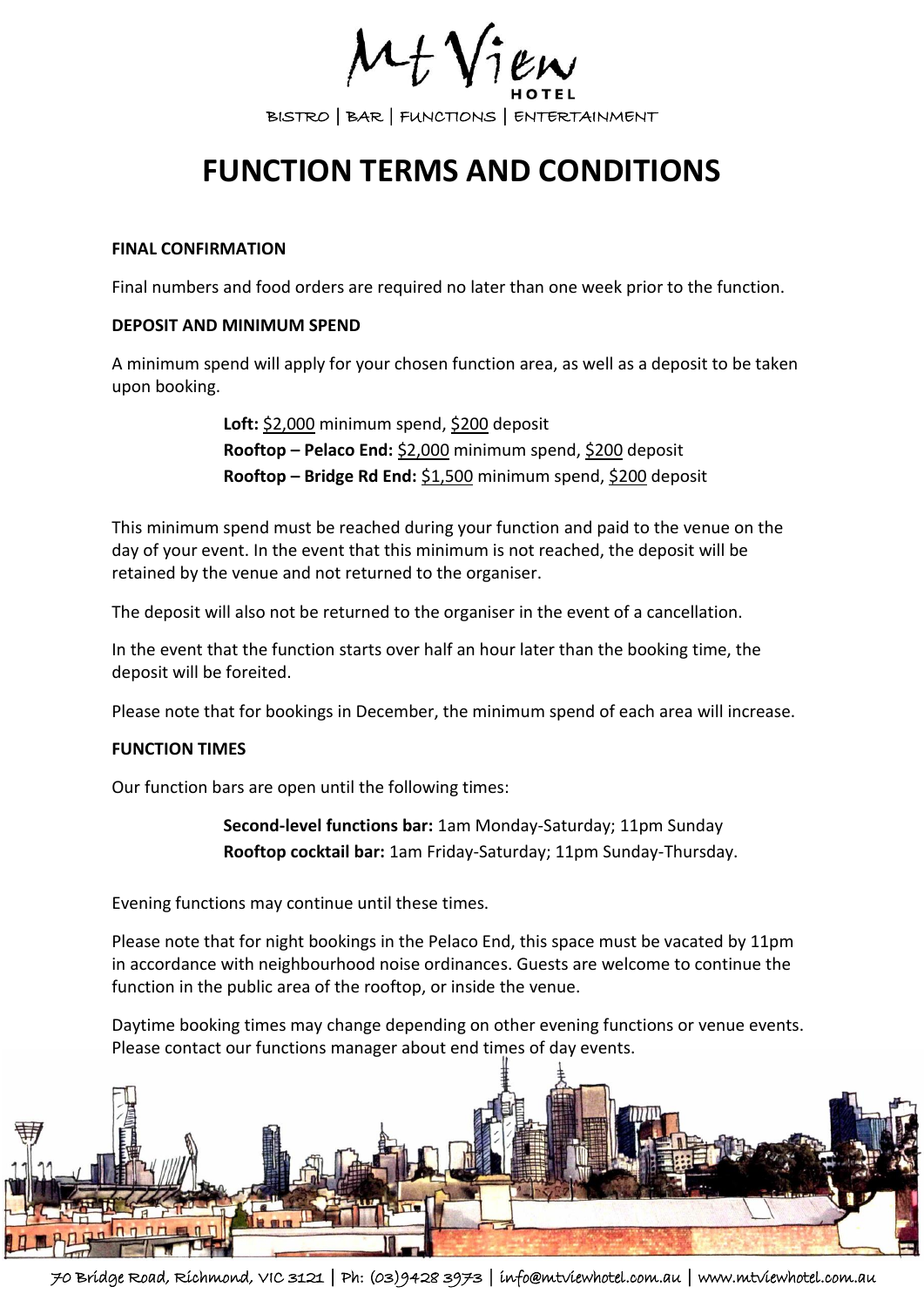Mt View HOTEL

BISTRO | BAR | FUNCTIONS | ENTERTAINMENT

# FUNCTION TERMS AND CONDITIONS

**FINAL CONFIRMATION**

Final numbers and food orders are required no later than one week prior to the function.

**DEPOSIT AND MINIMUM SPEND**

A minimum spend will apply for your chosen function area, as well as a deposit to be taken upon booking.

**Loft:** $2,000 minimum spend, $200 deposit
**Rooftop – Pelaco End:** $2,000 minimum spend, $200 deposit
**Rooftop – Bridge Rd End:** $1,500 minimum spend, $200 deposit

This minimum spend must be reached during your function and paid to the venue on the day of your event. In the event that this minimum is not reached, the deposit will be retained by the venue and not returned to the organiser.

The deposit will also not be returned to the organiser in the event of a cancellation.

In the event that the function starts over half an hour later than the booking time, the deposit will be foreited.

Please note that for bookings in December, the minimum spend of each area will increase.

**FUNCTION TIMES**

Our function bars are open until the following times:

**Second-level functions bar:** 1am Monday-Saturday; 11pm Sunday
**Rooftop cocktail bar:** 1am Friday-Saturday; 11pm Sunday-Thursday.

Evening functions may continue until these times.

Please note that for night bookings in the Pelaco End, this space must be vacated by 11pm in accordance with neighbourhood noise ordinances. Guests are welcome to continue the function in the public area of the rooftop, or inside the venue.

Daytime booking times may change depending on other evening functions or venue events. Please contact our functions manager about end times of day events.

70 Bridge Road, Richmond, VIC 3121 | Ph: (03)9428 3973 | info@mtviewhotel.com.au | www.mtviewhotel.com.au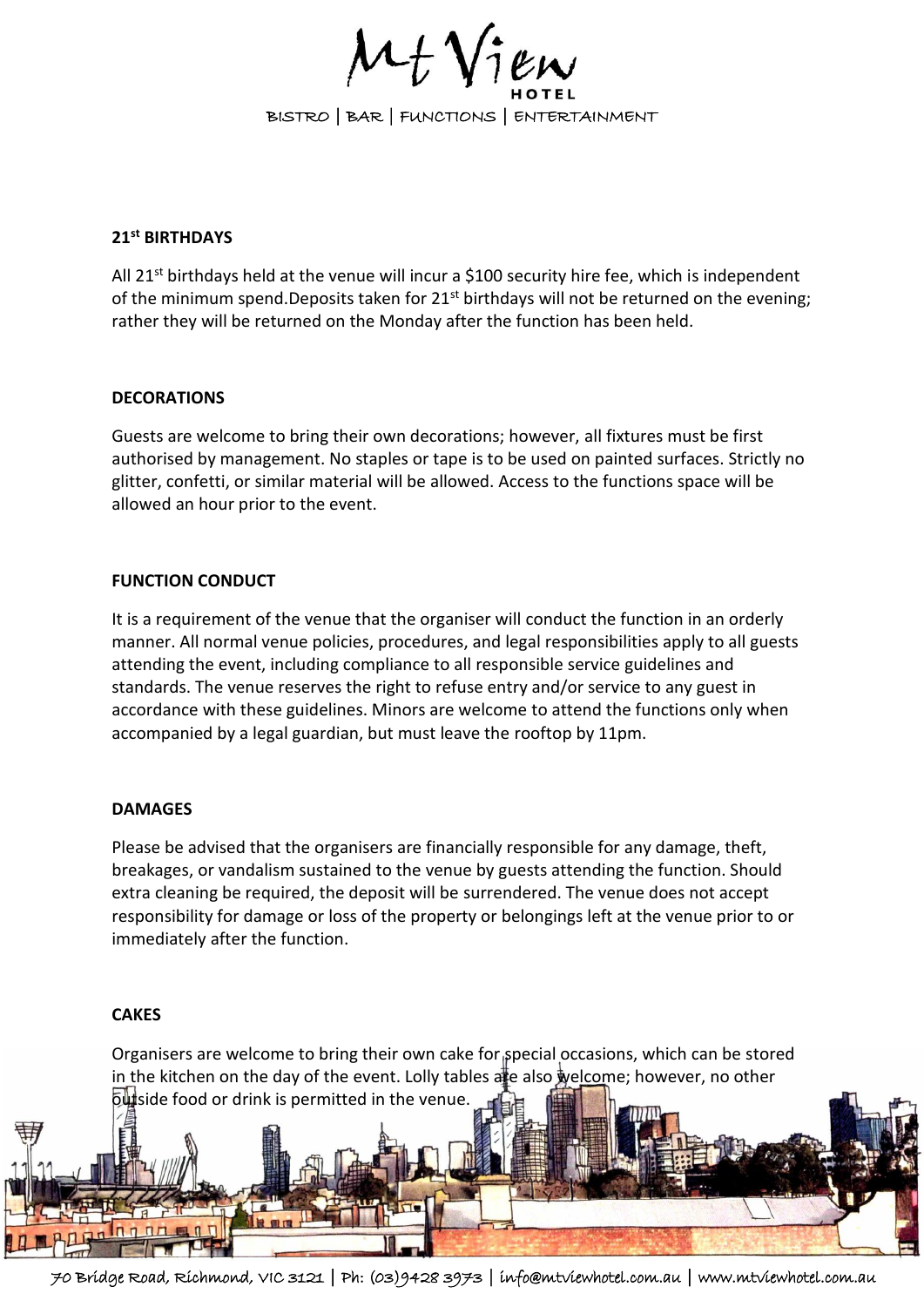## 21st BIRTHDAYS

All 21st birthdays held at the venue will incur a $100 security hire fee, which is independent of the minimum spend.Deposits taken for 21st birthdays will not be returned on the evening; rather they will be returned on the Monday after the function has been held.

## DECORATIONS

Guests are welcome to bring their own decorations; however, all fixtures must be first authorised by management. No staples or tape is to be used on painted surfaces. Strictly no glitter, confetti, or similar material will be allowed. Access to the functions space will be allowed an hour prior to the event.

## FUNCTION CONDUCT

It is a requirement of the venue that the organiser will conduct the function in an orderly manner. All normal venue policies, procedures, and legal responsibilities apply to all guests attending the event, including compliance to all responsible service guidelines and standards. The venue reserves the right to refuse entry and/or service to any guest in accordance with these guidelines. Minors are welcome to attend the functions only when accompanied by a legal guardian, but must leave the rooftop by 11pm.

## DAMAGES

Please be advised that the organisers are financially responsible for any damage, theft, breakages, or vandalism sustained to the venue by guests attending the function. Should extra cleaning be required, the deposit will be surrendered. The venue does not accept responsibility for damage or loss of the property or belongings left at the venue prior to or immediately after the function.

## CAKES

Organisers are welcome to bring their own cake for special occasions, which can be stored in the kitchen on the day of the event. Lolly tables are also welcome; however, no other outside food or drink is permitted in the venue.